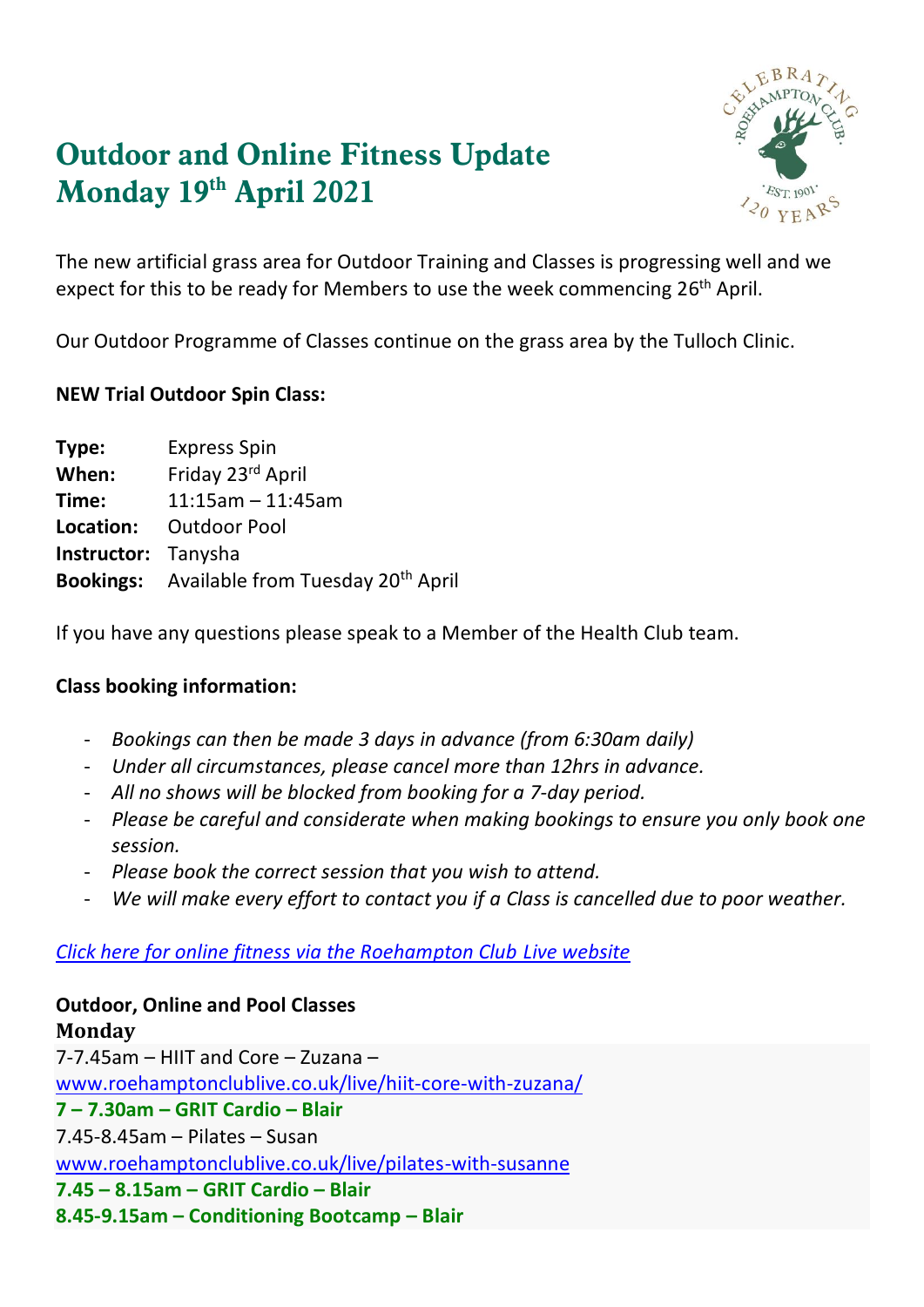# Outdoor and Online Fitness Update
# Monday 19th April 2021

The new artificial grass area for Outdoor Training and Classes is progressing well and we expect for this to be ready for Members to use the week commencing 26th April.

Our Outdoor Programme of Classes continue on the grass area by the Tulloch Clinic.

**NEW Trial Outdoor Spin Class:**

**Type:** Express Spin
**When:** Friday 23rd April
**Time:** 11:15am – 11:45am
**Location:** Outdoor Pool
**Instructor:** Tanysha
**Bookings:** Available from Tuesday 20th April

If you have any questions please speak to a Member of the Health Club team.

**Class booking information:**

- *Bookings can then be made 3 days in advance (from 6:30am daily)*
- *Under all circumstances, please cancel more than 12hrs in advance.*
- *All no shows will be blocked from booking for a 7-day period.*
- *Please be careful and considerate when making bookings to ensure you only book one session.*
- *Please book the correct session that you wish to attend.*
- *We will make every effort to contact you if a Class is cancelled due to poor weather.*

*Click here for online fitness via the Roehampton Club Live website*

**Outdoor, Online and Pool Classes**

**Monday**

7-7.45am – HIIT and Core – Zuzana – www.roehamptonclublive.co.uk/live/hiit-core-with-zuzana/
**7 – 7.30am – GRIT Cardio – Blair**
7.45-8.45am – Pilates – Susan www.roehamptonclublive.co.uk/live/pilates-with-susanne
**7.45 – 8.15am – GRIT Cardio – Blair**
**8.45-9.15am – Conditioning Bootcamp – Blair**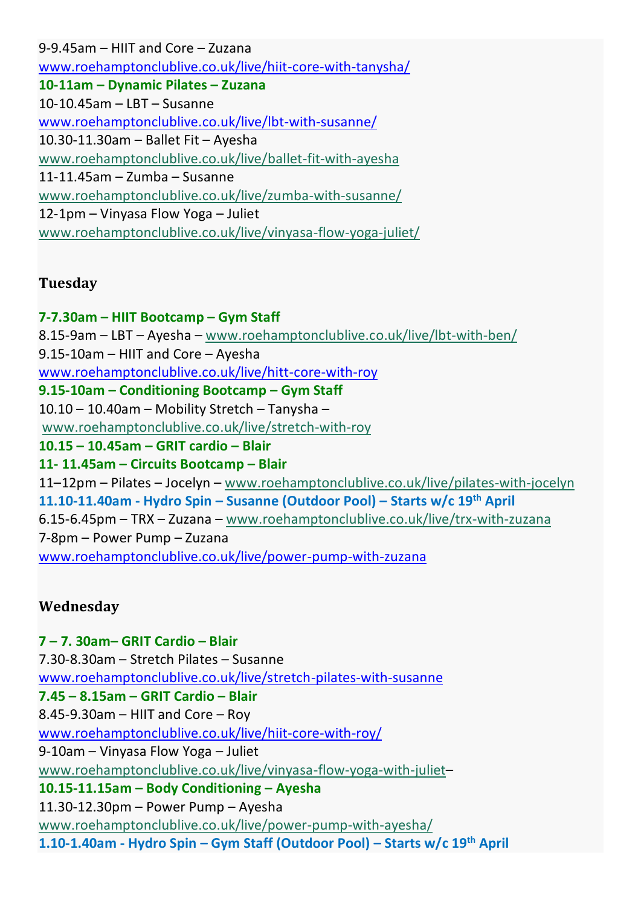9-9.45am – HIIT and Core – Zuzana
www.roehamptonclublive.co.uk/live/hiit-core-with-tanysha/
**10-11am – Dynamic Pilates – Zuzana**
10-10.45am – LBT – Susanne
www.roehamptonclublive.co.uk/live/lbt-with-susanne/
10.30-11.30am – Ballet Fit – Ayesha
www.roehamptonclublive.co.uk/live/ballet-fit-with-ayesha
11-11.45am – Zumba – Susanne
www.roehamptonclublive.co.uk/live/zumba-with-susanne/
12-1pm – Vinyasa Flow Yoga – Juliet
www.roehamptonclublive.co.uk/live/vinyasa-flow-yoga-juliet/

## Tuesday

**7-7.30am – HIIT Bootcamp – Gym Staff**
8.15-9am – LBT – Ayesha – www.roehamptonclublive.co.uk/live/lbt-with-ben/
9.15-10am – HIIT and Core – Ayesha
www.roehamptonclublive.co.uk/live/hitt-core-with-roy
**9.15-10am – Conditioning Bootcamp – Gym Staff**
10.10 – 10.40am – Mobility Stretch – Tanysha –
www.roehamptonclublive.co.uk/live/stretch-with-roy
**10.15 – 10.45am – GRIT cardio – Blair**
**11- 11.45am – Circuits Bootcamp – Blair**
11–12pm – Pilates – Jocelyn – www.roehamptonclublive.co.uk/live/pilates-with-jocelyn
**11.10-11.40am - Hydro Spin – Susanne (Outdoor Pool) – Starts w/c 19th April**
6.15-6.45pm – TRX – Zuzana – www.roehamptonclublive.co.uk/live/trx-with-zuzana
7-8pm – Power Pump – Zuzana
www.roehamptonclublive.co.uk/live/power-pump-with-zuzana

## Wednesday

**7 – 7. 30am– GRIT Cardio – Blair**
7.30-8.30am – Stretch Pilates – Susanne
www.roehamptonclublive.co.uk/live/stretch-pilates-with-susanne
**7.45 – 8.15am – GRIT Cardio – Blair**
8.45-9.30am – HIIT and Core – Roy
www.roehamptonclublive.co.uk/live/hiit-core-with-roy/
9-10am – Vinyasa Flow Yoga – Juliet
www.roehamptonclublive.co.uk/live/vinyasa-flow-yoga-with-juliet–
**10.15-11.15am – Body Conditioning – Ayesha**
11.30-12.30pm – Power Pump – Ayesha
www.roehamptonclublive.co.uk/live/power-pump-with-ayesha/
**1.10-1.40am - Hydro Spin – Gym Staff (Outdoor Pool) – Starts w/c 19th April**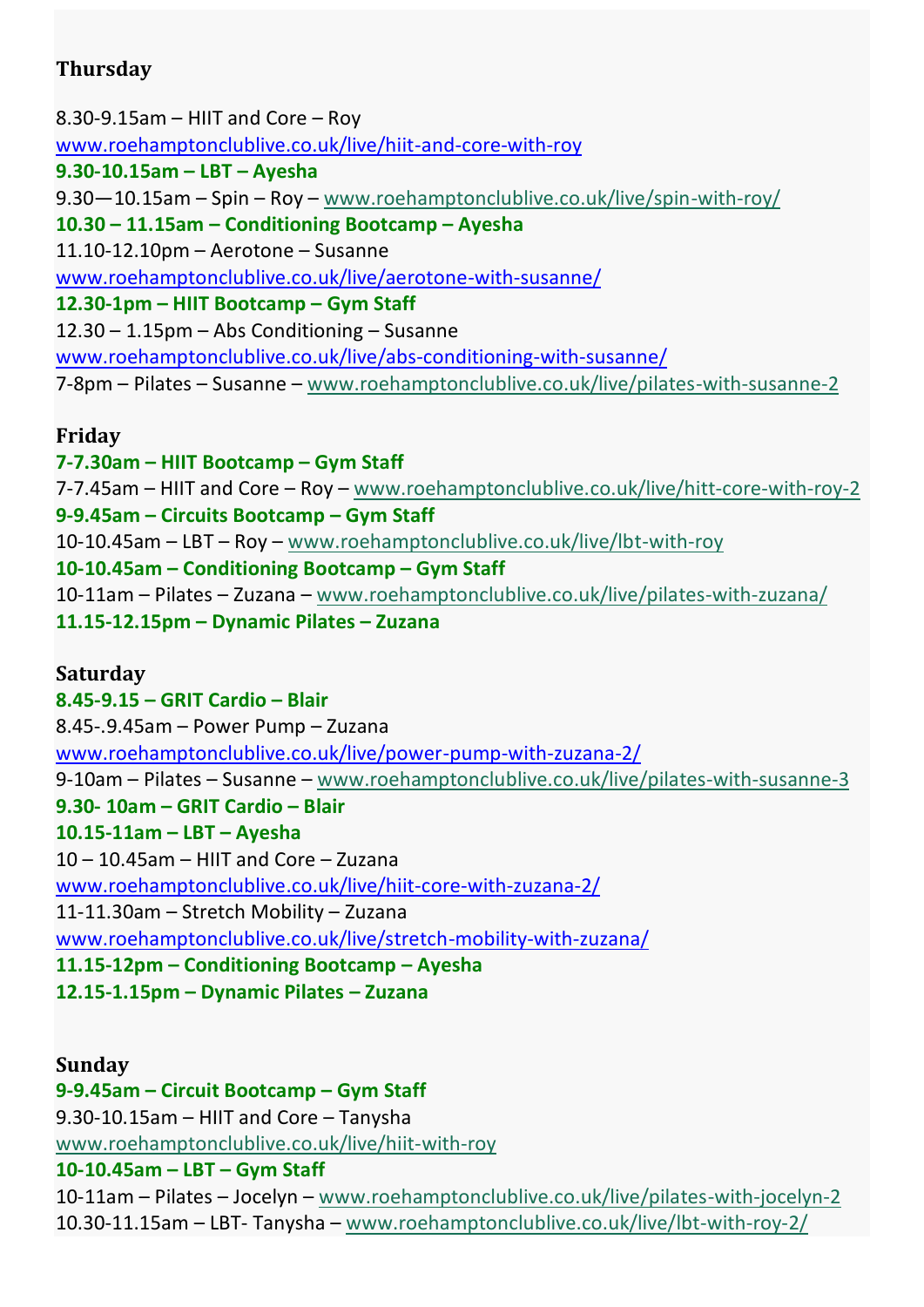**Thursday**

8.30-9.15am – HIIT and Core – Roy
www.roehamptonclublive.co.uk/live/hiit-and-core-with-roy
**9.30-10.15am – LBT – Ayesha**
9.30—10.15am – Spin – Roy – www.roehamptonclublive.co.uk/live/spin-with-roy/
**10.30 – 11.15am – Conditioning Bootcamp – Ayesha**
11.10-12.10pm – Aerotone – Susanne
www.roehamptonclublive.co.uk/live/aerotone-with-susanne/
**12.30-1pm – HIIT Bootcamp – Gym Staff**
12.30 – 1.15pm – Abs Conditioning – Susanne
www.roehamptonclublive.co.uk/live/abs-conditioning-with-susanne/
7-8pm – Pilates – Susanne – www.roehamptonclublive.co.uk/live/pilates-with-susanne-2

**Friday**

**7-7.30am – HIIT Bootcamp – Gym Staff**
7-7.45am – HIIT and Core – Roy – www.roehamptonclublive.co.uk/live/hitt-core-with-roy-2
**9-9.45am – Circuits Bootcamp – Gym Staff**
10-10.45am – LBT – Roy – www.roehamptonclublive.co.uk/live/lbt-with-roy
**10-10.45am – Conditioning Bootcamp – Gym Staff**
10-11am – Pilates – Zuzana – www.roehamptonclublive.co.uk/live/pilates-with-zuzana/
**11.15-12.15pm – Dynamic Pilates – Zuzana**

**Saturday**

**8.45-9.15 – GRIT Cardio – Blair**
8.45-.9.45am – Power Pump – Zuzana
www.roehamptonclublive.co.uk/live/power-pump-with-zuzana-2/
9-10am – Pilates – Susanne – www.roehamptonclublive.co.uk/live/pilates-with-susanne-3
**9.30- 10am – GRIT Cardio – Blair**
**10.15-11am – LBT – Ayesha**
10 – 10.45am – HIIT and Core – Zuzana
www.roehamptonclublive.co.uk/live/hiit-core-with-zuzana-2/
11-11.30am – Stretch Mobility – Zuzana
www.roehamptonclublive.co.uk/live/stretch-mobility-with-zuzana/
**11.15-12pm – Conditioning Bootcamp – Ayesha**
**12.15-1.15pm – Dynamic Pilates – Zuzana**

**Sunday**

**9-9.45am – Circuit Bootcamp – Gym Staff**
9.30-10.15am – HIIT and Core – Tanysha
www.roehamptonclublive.co.uk/live/hiit-with-roy
**10-10.45am – LBT – Gym Staff**
10-11am – Pilates – Jocelyn – www.roehamptonclublive.co.uk/live/pilates-with-jocelyn-2
10.30-11.15am – LBT- Tanysha – www.roehamptonclublive.co.uk/live/lbt-with-roy-2/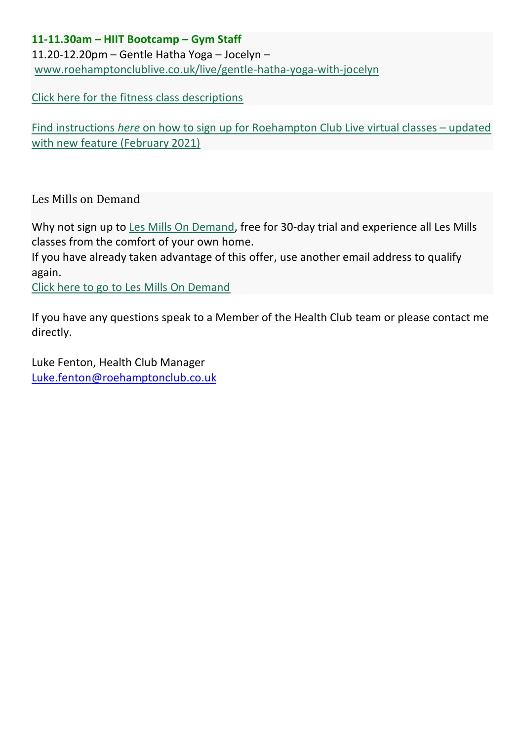**11-11.30am – HIIT Bootcamp – Gym Staff**
11.20-12.20pm – Gentle Hatha Yoga – Jocelyn –
www.roehamptonclublive.co.uk/live/gentle-hatha-yoga-with-jocelyn

Click here for the fitness class descriptions

Find instructions *here* on how to sign up for Roehampton Club Live virtual classes – updated with new feature (February 2021)

Les Mills on Demand

Why not sign up to Les Mills On Demand, free for 30-day trial and experience all Les Mills classes from the comfort of your own home.
If you have already taken advantage of this offer, use another email address to qualify again.
Click here to go to Les Mills On Demand

If you have any questions speak to a Member of the Health Club team or please contact me directly.

Luke Fenton, Health Club Manager
Luke.fenton@roehamptonclub.co.uk